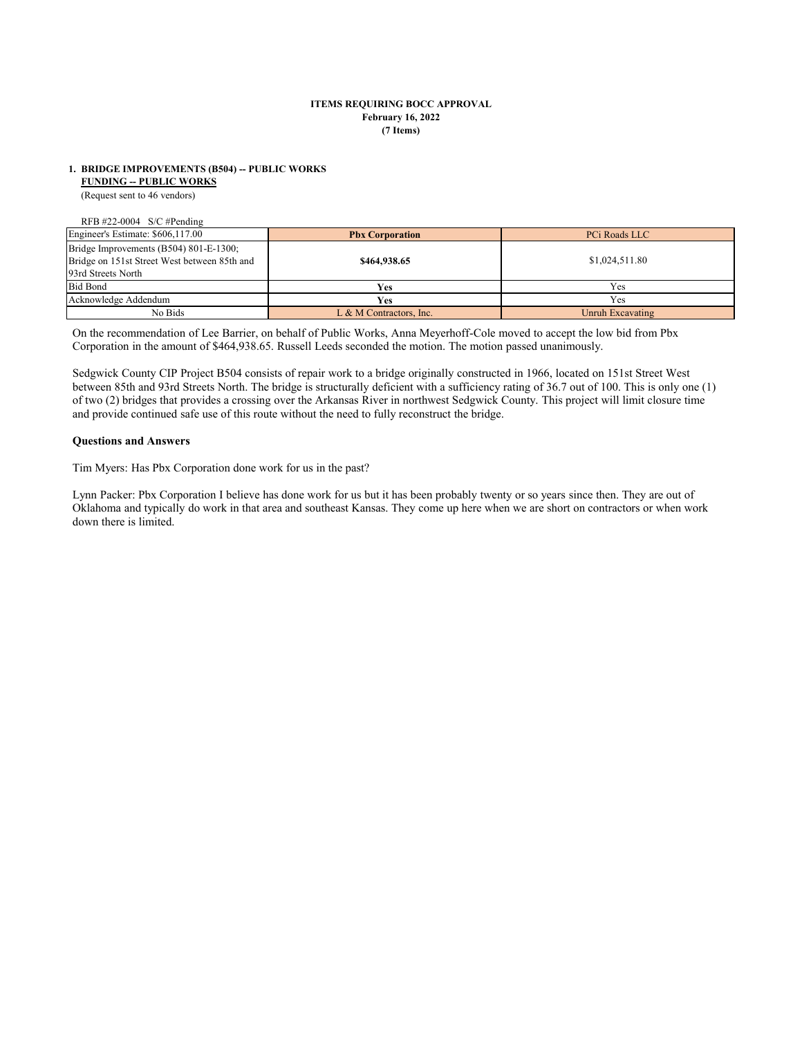**ITEMS REQUIRING BOCC APPROVAL**
**February 16, 2022**
**(7 Items)**

**1. BRIDGE IMPROVEMENTS (B504) -- PUBLIC WORKS**
**FUNDING -- PUBLIC WORKS**
(Request sent to 46 vendors)

RFB #22-0004 S/C #Pending

| Engineer's Estimate: $606,117.00 | **Pbx Corporation** | PCi Roads LLC |
|---|---|---|
| Bridge Improvements (B504) 801-E-1300; Bridge on 151st Street West between 85th and 93rd Streets North | **$464,938.65** | $1,024,511.80 |
| Bid Bond | **Yes** | Yes |
| Acknowledge Addendum | **Yes** | Yes |
| No Bids | L & M Contractors, Inc. | Unruh Excavating |

On the recommendation of Lee Barrier, on behalf of Public Works, Anna Meyerhoff-Cole moved to accept the low bid from Pbx Corporation in the amount of $464,938.65. Russell Leeds seconded the motion. The motion passed unanimously.

Sedgwick County CIP Project B504 consists of repair work to a bridge originally constructed in 1966, located on 151st Street West between 85th and 93rd Streets North. The bridge is structurally deficient with a sufficiency rating of 36.7 out of 100. This is only one (1) of two (2) bridges that provides a crossing over the Arkansas River in northwest Sedgwick County. This project will limit closure time and provide continued safe use of this route without the need to fully reconstruct the bridge.

**Questions and Answers**

Tim Myers: Has Pbx Corporation done work for us in the past?

Lynn Packer: Pbx Corporation I believe has done work for us but it has been probably twenty or so years since then. They are out of Oklahoma and typically do work in that area and southeast Kansas. They come up here when we are short on contractors or when work down there is limited.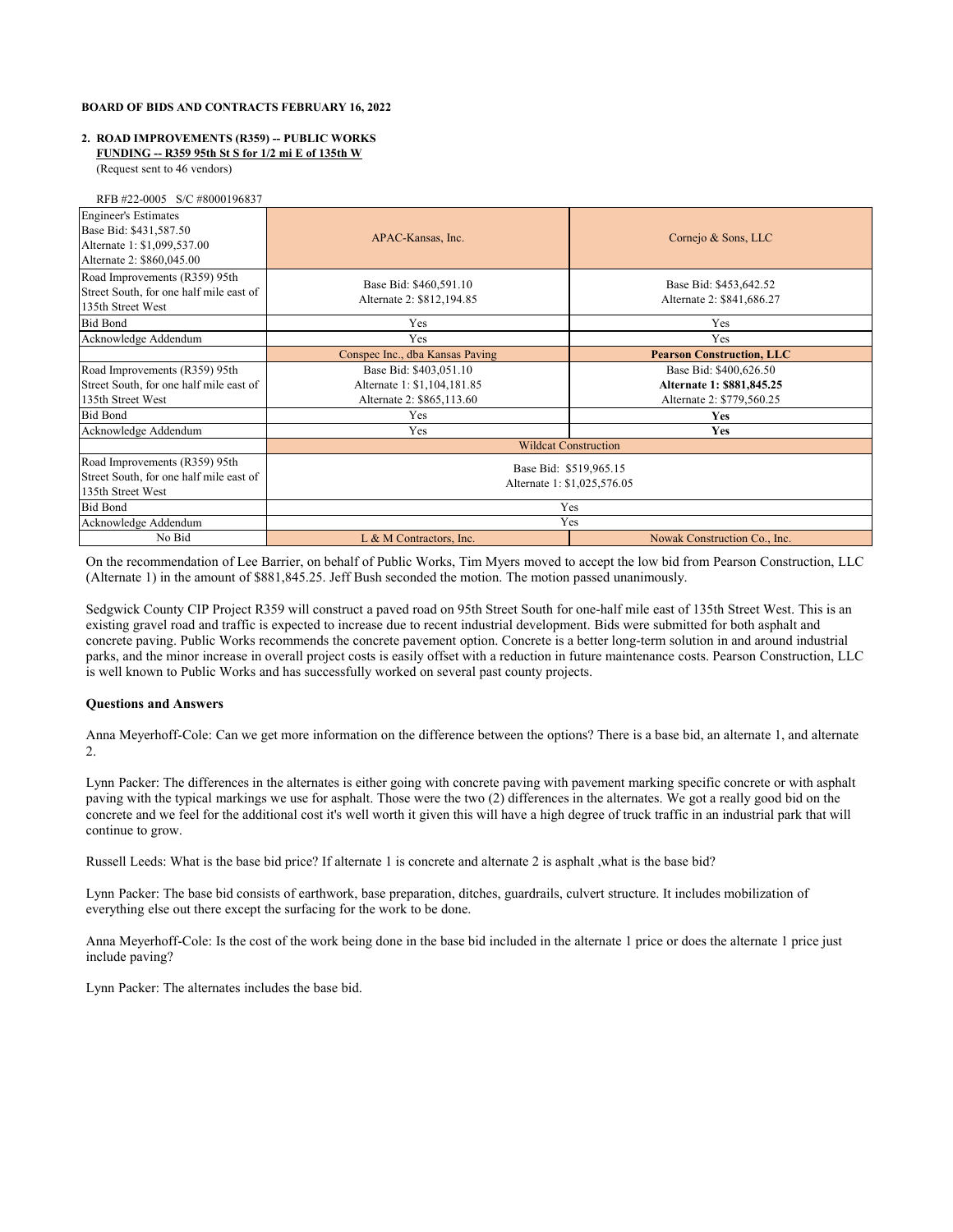**BOARD OF BIDS AND CONTRACTS FEBRUARY 16, 2022**

**2. ROAD IMPROVEMENTS (R359) -- PUBLIC WORKS**
**FUNDING -- R359 95th St S for 1/2 mi E of 135th W**
(Request sent to 46 vendors)

RFB #22-0005 S/C #8000196837

| Engineer's Estimates<br>Base Bid: $431,587.50<br>Alternate 1: $1,099,537.00<br>Alternate 2: $860,045.00 | APAC-Kansas, Inc. | Cornejo & Sons, LLC |
|---|---|---|
| Road Improvements (R359) 95th Street South, for one half mile east of 135th Street West | Base Bid: $460,591.10<br>Alternate 2: $812,194.85 | Base Bid: $453,642.52<br>Alternate 2: $841,686.27 |
| Bid Bond | Yes | Yes |
| Acknowledge Addendum | Yes | Yes |
| | Conspec Inc., dba Kansas Paving | **Pearson Construction, LLC** |
| Road Improvements (R359) 95th Street South, for one half mile east of 135th Street West | Base Bid: $403,051.10<br>Alternate 1: $1,104,181.85<br>Alternate 2: $865,113.60 | Base Bid: $400,626.50<br>**Alternate 1: $881,845.25**<br>Alternate 2: $779,560.25 |
| Bid Bond | Yes | **Yes** |
| Acknowledge Addendum | Yes | **Yes** |
| | Wildcat Construction | |
| Road Improvements (R359) 95th Street South, for one half mile east of 135th Street West | Base Bid: $519,965.15<br>Alternate 1: $1,025,576.05 | |
| Bid Bond | Yes | |
| Acknowledge Addendum | Yes | |
| No Bid | L & M Contractors, Inc. | Nowak Construction Co., Inc. |

On the recommendation of Lee Barrier, on behalf of Public Works, Tim Myers moved to accept the low bid from Pearson Construction, LLC (Alternate 1) in the amount of $881,845.25. Jeff Bush seconded the motion. The motion passed unanimously.

Sedgwick County CIP Project R359 will construct a paved road on 95th Street South for one-half mile east of 135th Street West. This is an existing gravel road and traffic is expected to increase due to recent industrial development. Bids were submitted for both asphalt and concrete paving. Public Works recommends the concrete pavement option. Concrete is a better long-term solution in and around industrial parks, and the minor increase in overall project costs is easily offset with a reduction in future maintenance costs. Pearson Construction, LLC is well known to Public Works and has successfully worked on several past county projects.

**Questions and Answers**

Anna Meyerhoff-Cole: Can we get more information on the difference between the options? There is a base bid, an alternate 1, and alternate 2.

Lynn Packer: The differences in the alternates is either going with concrete paving with pavement marking specific concrete or with asphalt paving with the typical markings we use for asphalt. Those were the two (2) differences in the alternates. We got a really good bid on the concrete and we feel for the additional cost it's well worth it given this will have a high degree of truck traffic in an industrial park that will continue to grow.

Russell Leeds: What is the base bid price? If alternate 1 is concrete and alternate 2 is asphalt ,what is the base bid?

Lynn Packer: The base bid consists of earthwork, base preparation, ditches, guardrails, culvert structure. It includes mobilization of everything else out there except the surfacing for the work to be done.

Anna Meyerhoff-Cole: Is the cost of the work being done in the base bid included in the alternate 1 price or does the alternate 1 price just include paving?

Lynn Packer: The alternates includes the base bid.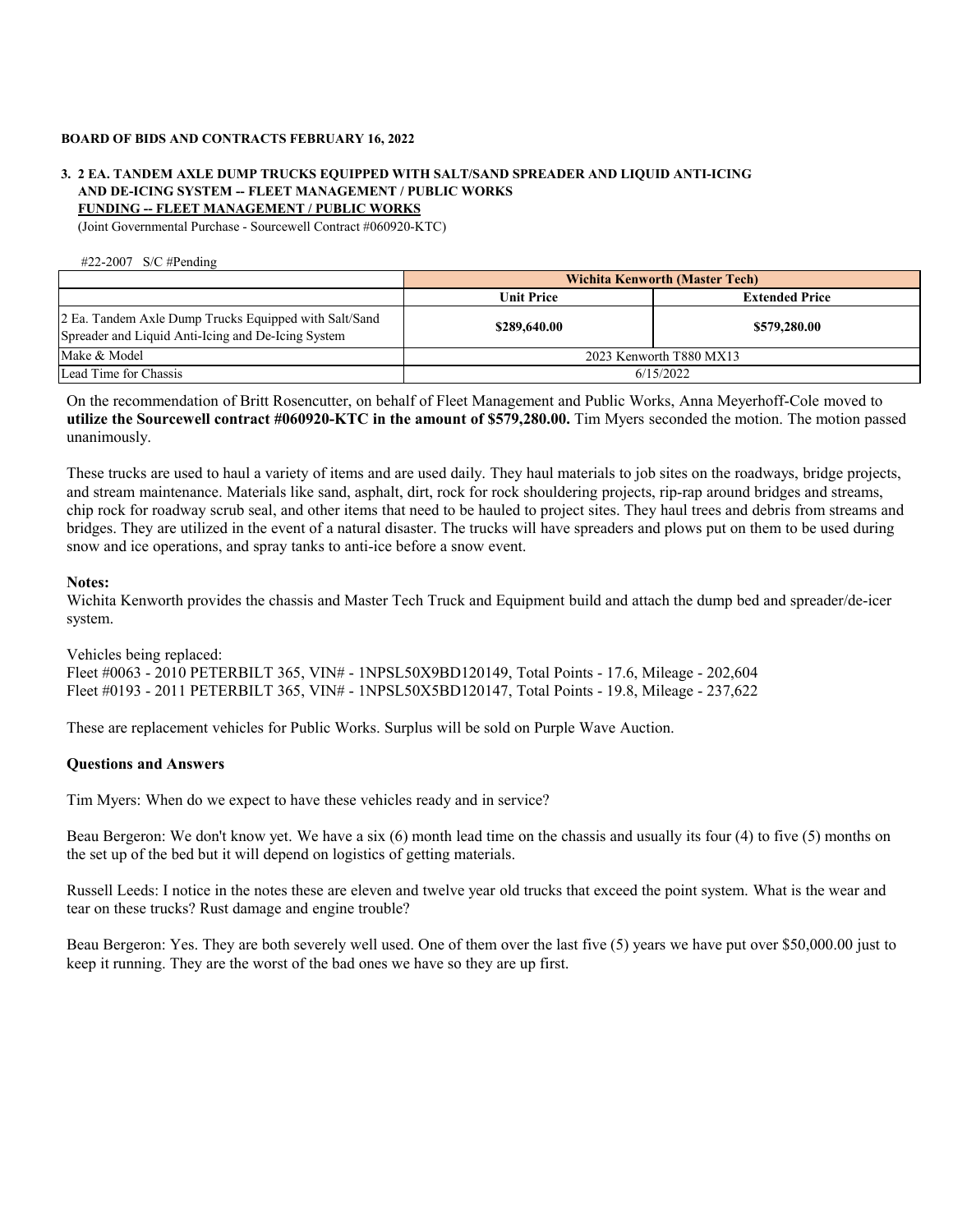**BOARD OF BIDS AND CONTRACTS FEBRUARY 16, 2022**

**3. 2 EA. TANDEM AXLE DUMP TRUCKS EQUIPPED WITH SALT/SAND SPREADER AND LIQUID ANTI-ICING AND DE-ICING SYSTEM -- FLEET MANAGEMENT / PUBLIC WORKS**
**FUNDING -- FLEET MANAGEMENT / PUBLIC WORKS**
(Joint Governmental Purchase - Sourcewell Contract #060920-KTC)

#22-2007 S/C #Pending

| | **Wichita Kenworth (Master Tech)** | |
|---|---|---|
| | **Unit Price** | **Extended Price** |
| 2 Ea. Tandem Axle Dump Trucks Equipped with Salt/Sand Spreader and Liquid Anti-Icing and De-Icing System | **$289,640.00** | **$579,280.00** |
| Make & Model | 2023 Kenworth T880 MX13 | |
| Lead Time for Chassis | 6/15/2022 | |

On the recommendation of Britt Rosencutter, on behalf of Fleet Management and Public Works, Anna Meyerhoff-Cole moved to **utilize the Sourcewell contract #060920-KTC in the amount of $579,280.00.** Tim Myers seconded the motion. The motion passed unanimously.

These trucks are used to haul a variety of items and are used daily. They haul materials to job sites on the roadways, bridge projects, and stream maintenance. Materials like sand, asphalt, dirt, rock for rock shouldering projects, rip-rap around bridges and streams, chip rock for roadway scrub seal, and other items that need to be hauled to project sites. They haul trees and debris from streams and bridges. They are utilized in the event of a natural disaster. The trucks will have spreaders and plows put on them to be used during snow and ice operations, and spray tanks to anti-ice before a snow event.

**Notes:**
Wichita Kenworth provides the chassis and Master Tech Truck and Equipment build and attach the dump bed and spreader/de-icer system.

Vehicles being replaced:
Fleet #0063 - 2010 PETERBILT 365, VIN# - 1NPSL50X9BD120149, Total Points - 17.6, Mileage - 202,604
Fleet #0193 - 2011 PETERBILT 365, VIN# - 1NPSL50X5BD120147, Total Points - 19.8, Mileage - 237,622

These are replacement vehicles for Public Works. Surplus will be sold on Purple Wave Auction.

**Questions and Answers**

Tim Myers: When do we expect to have these vehicles ready and in service?

Beau Bergeron: We don't know yet. We have a six (6) month lead time on the chassis and usually its four (4) to five (5) months on the set up of the bed but it will depend on logistics of getting materials.

Russell Leeds: I notice in the notes these are eleven and twelve year old trucks that exceed the point system. What is the wear and tear on these trucks? Rust damage and engine trouble?

Beau Bergeron: Yes. They are both severely well used. One of them over the last five (5) years we have put over $50,000.00 just to keep it running. They are the worst of the bad ones we have so they are up first.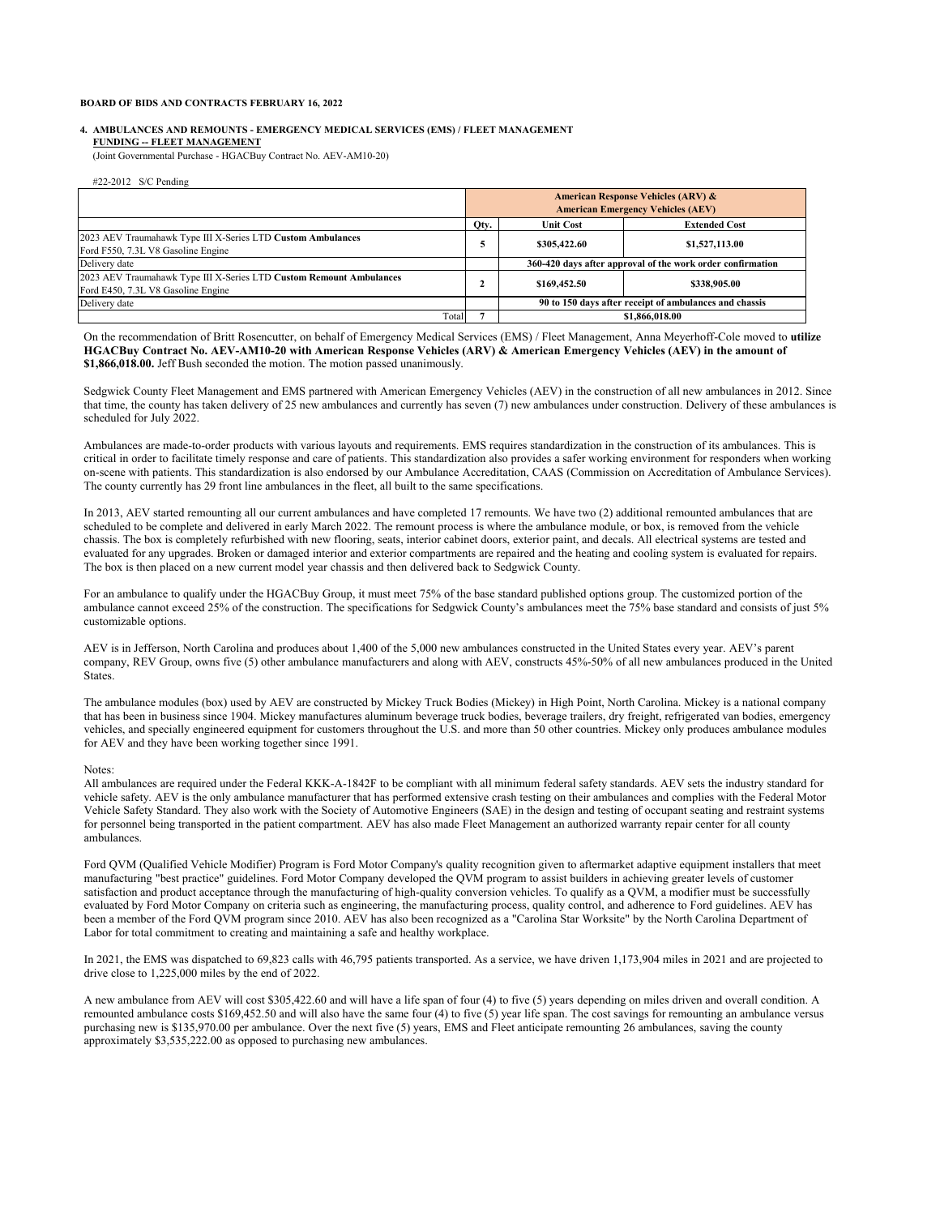**BOARD OF BIDS AND CONTRACTS FEBRUARY 16, 2022**

**4. AMBULANCES AND REMOUNTS - EMERGENCY MEDICAL SERVICES (EMS) / FLEET MANAGEMENT**
**FUNDING -- FLEET MANAGEMENT**
(Joint Governmental Purchase - HGACBuy Contract No. AEV-AM10-20)

#22-2012 S/C Pending

| | American Response Vehicles (ARV) & American Emergency Vehicles (AEV) | | |
|---|---|---|---|
| | Qty. | Unit Cost | Extended Cost |
| 2023 AEV Traumahawk Type III X-Series LTD **Custom Ambulances** Ford F550, 7.3L V8 Gasoline Engine | 5 | $305,422.60 | $1,527,113.00 |
| Delivery date | | 360-420 days after approval of the work order confirmation | |
| 2023 AEV Traumahawk Type III X-Series LTD **Custom Remount Ambulances** Ford E450, 7.3L V8 Gasoline Engine | 2 | $169,452.50 | $338,905.00 |
| Delivery date | | 90 to 150 days after receipt of ambulances and chassis | |
| Total | 7 | $1,866,018.00 | |

On the recommendation of Britt Rosencutter, on behalf of Emergency Medical Services (EMS) / Fleet Management, Anna Meyerhoff-Cole moved to **utilize HGACBuy Contract No. AEV-AM10-20 with American Response Vehicles (ARV) & American Emergency Vehicles (AEV) in the amount of $1,866,018.00.** Jeff Bush seconded the motion. The motion passed unanimously.

Sedgwick County Fleet Management and EMS partnered with American Emergency Vehicles (AEV) in the construction of all new ambulances in 2012. Since that time, the county has taken delivery of 25 new ambulances and currently has seven (7) new ambulances under construction. Delivery of these ambulances is scheduled for July 2022.

Ambulances are made-to-order products with various layouts and requirements. EMS requires standardization in the construction of its ambulances. This is critical in order to facilitate timely response and care of patients. This standardization also provides a safer working environment for responders when working on-scene with patients. This standardization is also endorsed by our Ambulance Accreditation, CAAS (Commission on Accreditation of Ambulance Services). The county currently has 29 front line ambulances in the fleet, all built to the same specifications.

In 2013, AEV started remounting all our current ambulances and have completed 17 remounts. We have two (2) additional remounted ambulances that are scheduled to be complete and delivered in early March 2022. The remount process is where the ambulance module, or box, is removed from the vehicle chassis. The box is completely refurbished with new flooring, seats, interior cabinet doors, exterior paint, and decals. All electrical systems are tested and evaluated for any upgrades. Broken or damaged interior and exterior compartments are repaired and the heating and cooling system is evaluated for repairs. The box is then placed on a new current model year chassis and then delivered back to Sedgwick County.

For an ambulance to qualify under the HGACBuy Group, it must meet 75% of the base standard published options group. The customized portion of the ambulance cannot exceed 25% of the construction. The specifications for Sedgwick County's ambulances meet the 75% base standard and consists of just 5% customizable options.

AEV is in Jefferson, North Carolina and produces about 1,400 of the 5,000 new ambulances constructed in the United States every year. AEV's parent company, REV Group, owns five (5) other ambulance manufacturers and along with AEV, constructs 45%-50% of all new ambulances produced in the United States.

The ambulance modules (box) used by AEV are constructed by Mickey Truck Bodies (Mickey) in High Point, North Carolina. Mickey is a national company that has been in business since 1904. Mickey manufactures aluminum beverage truck bodies, beverage trailers, dry freight, refrigerated van bodies, emergency vehicles, and specially engineered equipment for customers throughout the U.S. and more than 50 other countries. Mickey only produces ambulance modules for AEV and they have been working together since 1991.

Notes:
All ambulances are required under the Federal KKK-A-1842F to be compliant with all minimum federal safety standards. AEV sets the industry standard for vehicle safety. AEV is the only ambulance manufacturer that has performed extensive crash testing on their ambulances and complies with the Federal Motor Vehicle Safety Standard. They also work with the Society of Automotive Engineers (SAE) in the design and testing of occupant seating and restraint systems for personnel being transported in the patient compartment. AEV has also made Fleet Management an authorized warranty repair center for all county ambulances.

Ford QVM (Qualified Vehicle Modifier) Program is Ford Motor Company's quality recognition given to aftermarket adaptive equipment installers that meet manufacturing "best practice" guidelines. Ford Motor Company developed the QVM program to assist builders in achieving greater levels of customer satisfaction and product acceptance through the manufacturing of high-quality conversion vehicles. To qualify as a QVM, a modifier must be successfully evaluated by Ford Motor Company on criteria such as engineering, the manufacturing process, quality control, and adherence to Ford guidelines. AEV has been a member of the Ford QVM program since 2010. AEV has also been recognized as a "Carolina Star Worksite" by the North Carolina Department of Labor for total commitment to creating and maintaining a safe and healthy workplace.

In 2021, the EMS was dispatched to 69,823 calls with 46,795 patients transported. As a service, we have driven 1,173,904 miles in 2021 and are projected to drive close to 1,225,000 miles by the end of 2022.

A new ambulance from AEV will cost $305,422.60 and will have a life span of four (4) to five (5) years depending on miles driven and overall condition. A remounted ambulance costs $169,452.50 and will also have the same four (4) to five (5) year life span. The cost savings for remounting an ambulance versus purchasing new is $135,970.00 per ambulance. Over the next five (5) years, EMS and Fleet anticipate remounting 26 ambulances, saving the county approximately $3,535,222.00 as opposed to purchasing new ambulances.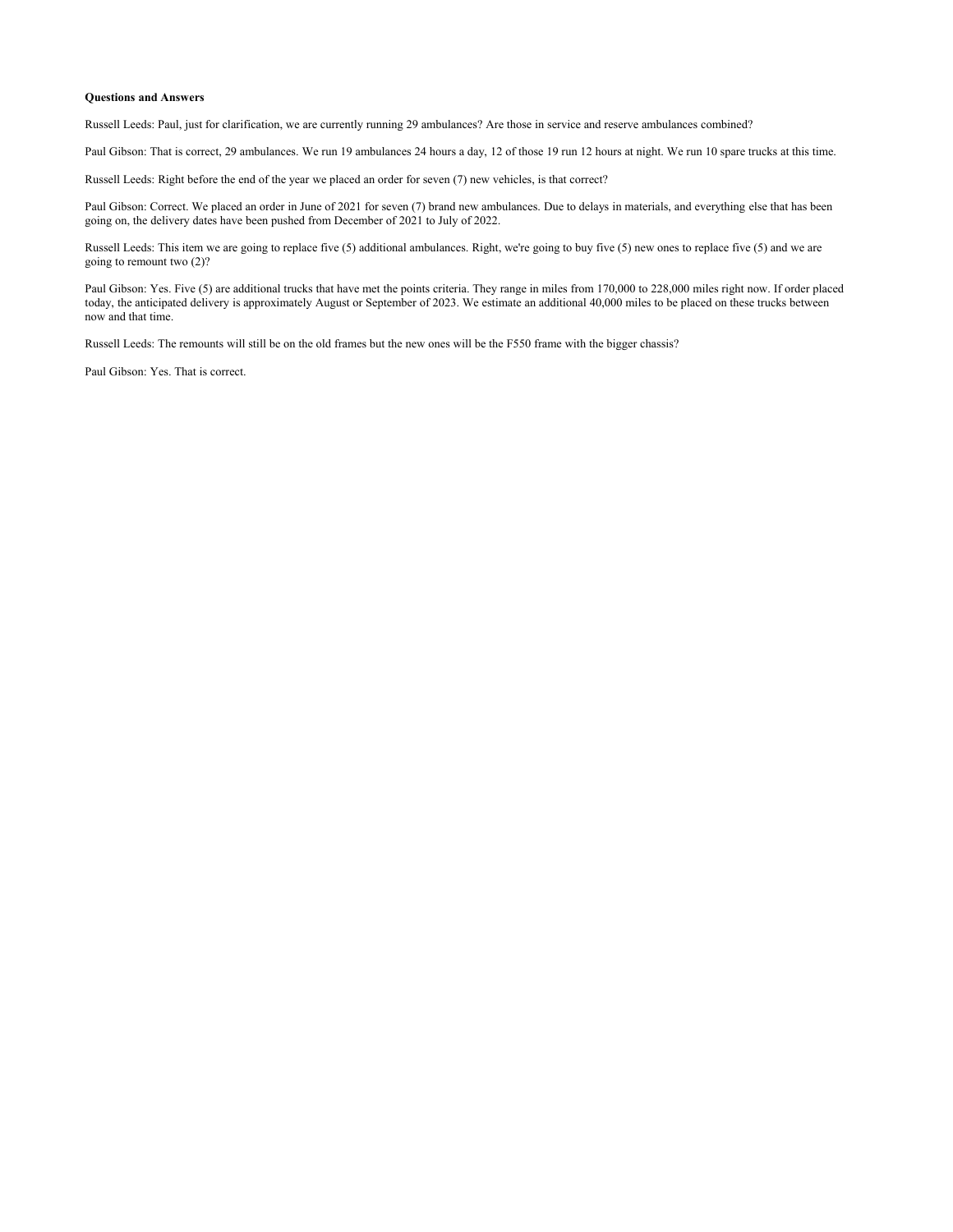**Questions and Answers**

Russell Leeds: Paul, just for clarification, we are currently running 29 ambulances? Are those in service and reserve ambulances combined?

Paul Gibson: That is correct, 29 ambulances. We run 19 ambulances 24 hours a day, 12 of those 19 run 12 hours at night. We run 10 spare trucks at this time.

Russell Leeds: Right before the end of the year we placed an order for seven (7) new vehicles, is that correct?

Paul Gibson: Correct. We placed an order in June of 2021 for seven (7) brand new ambulances. Due to delays in materials, and everything else that has been going on, the delivery dates have been pushed from December of 2021 to July of 2022.

Russell Leeds: This item we are going to replace five (5) additional ambulances. Right, we're going to buy five (5) new ones to replace five (5) and we are going to remount two (2)?

Paul Gibson: Yes. Five (5) are additional trucks that have met the points criteria. They range in miles from 170,000 to 228,000 miles right now. If order placed today, the anticipated delivery is approximately August or September of 2023. We estimate an additional 40,000 miles to be placed on these trucks between now and that time.

Russell Leeds: The remounts will still be on the old frames but the new ones will be the F550 frame with the bigger chassis?

Paul Gibson: Yes. That is correct.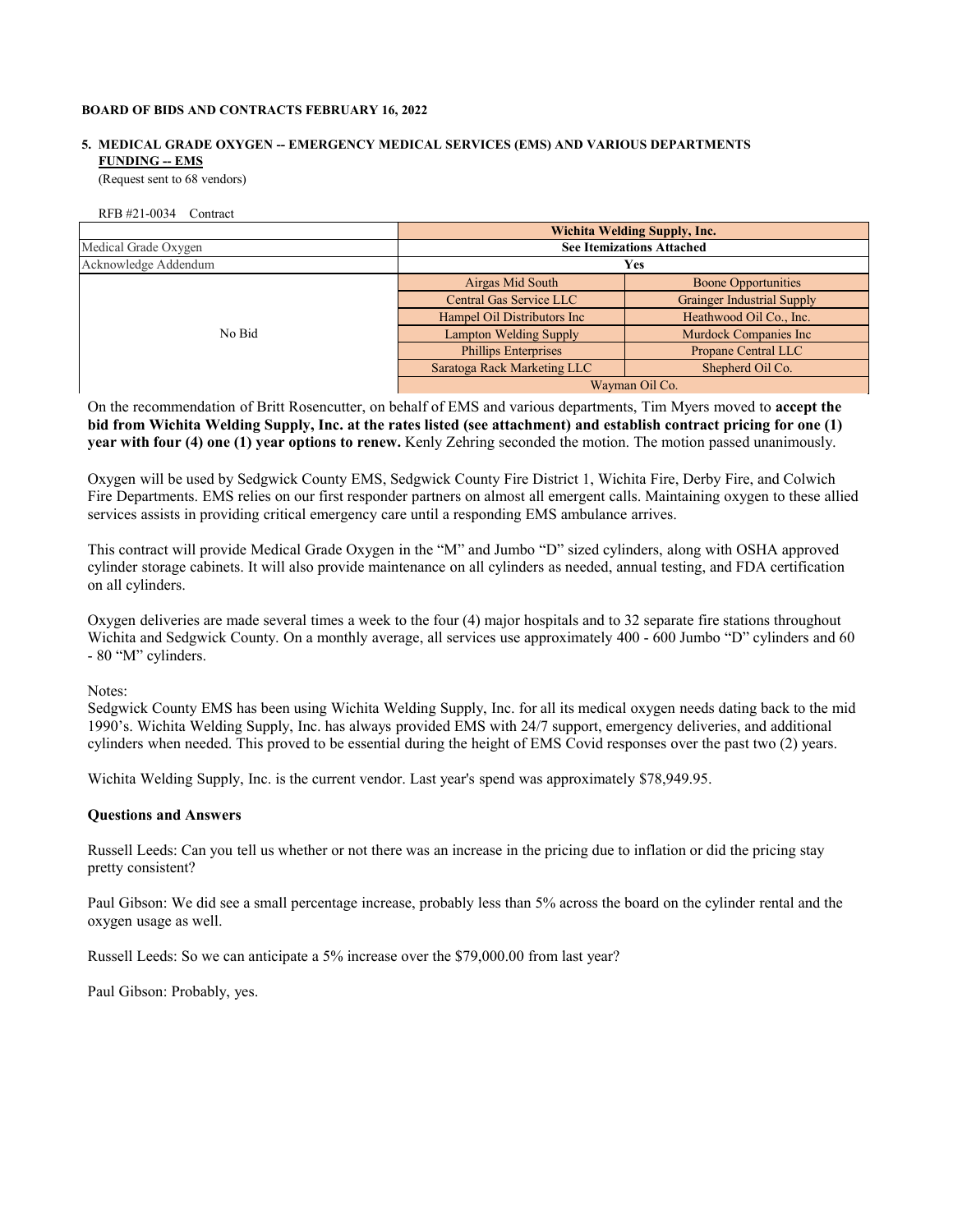**BOARD OF BIDS AND CONTRACTS FEBRUARY 16, 2022**

**5. MEDICAL GRADE OXYGEN -- EMERGENCY MEDICAL SERVICES (EMS) AND VARIOUS DEPARTMENTS**
**FUNDING -- EMS**
(Request sent to 68 vendors)

RFB #21-0034 Contract

| | Wichita Welding Supply, Inc. | |
|---|---|---|
| Medical Grade Oxygen | See Itemizations Attached | |
| Acknowledge Addendum | Yes | |
| No Bid | Airgas Mid South | Boone Opportunities |
| | Central Gas Service LLC | Grainger Industrial Supply |
| | Hampel Oil Distributors Inc | Heathwood Oil Co., Inc. |
| | Lampton Welding Supply | Murdock Companies Inc |
| | Phillips Enterprises | Propane Central LLC |
| | Saratoga Rack Marketing LLC | Shepherd Oil Co. |
| | Wayman Oil Co. | |

On the recommendation of Britt Rosencutter, on behalf of EMS and various departments, Tim Myers moved to **accept the bid from Wichita Welding Supply, Inc. at the rates listed (see attachment) and establish contract pricing for one (1) year with four (4) one (1) year options to renew.** Kenly Zehring seconded the motion. The motion passed unanimously.

Oxygen will be used by Sedgwick County EMS, Sedgwick County Fire District 1, Wichita Fire, Derby Fire, and Colwich Fire Departments. EMS relies on our first responder partners on almost all emergent calls. Maintaining oxygen to these allied services assists in providing critical emergency care until a responding EMS ambulance arrives.

This contract will provide Medical Grade Oxygen in the "M" and Jumbo "D" sized cylinders, along with OSHA approved cylinder storage cabinets. It will also provide maintenance on all cylinders as needed, annual testing, and FDA certification on all cylinders.

Oxygen deliveries are made several times a week to the four (4) major hospitals and to 32 separate fire stations throughout Wichita and Sedgwick County. On a monthly average, all services use approximately 400 - 600 Jumbo "D" cylinders and 60 - 80 "M" cylinders.

Notes:
Sedgwick County EMS has been using Wichita Welding Supply, Inc. for all its medical oxygen needs dating back to the mid 1990's. Wichita Welding Supply, Inc. has always provided EMS with 24/7 support, emergency deliveries, and additional cylinders when needed. This proved to be essential during the height of EMS Covid responses over the past two (2) years.

Wichita Welding Supply, Inc. is the current vendor. Last year's spend was approximately $78,949.95.

**Questions and Answers**

Russell Leeds: Can you tell us whether or not there was an increase in the pricing due to inflation or did the pricing stay pretty consistent?

Paul Gibson: We did see a small percentage increase, probably less than 5% across the board on the cylinder rental and the oxygen usage as well.

Russell Leeds: So we can anticipate a 5% increase over the $79,000.00 from last year?

Paul Gibson: Probably, yes.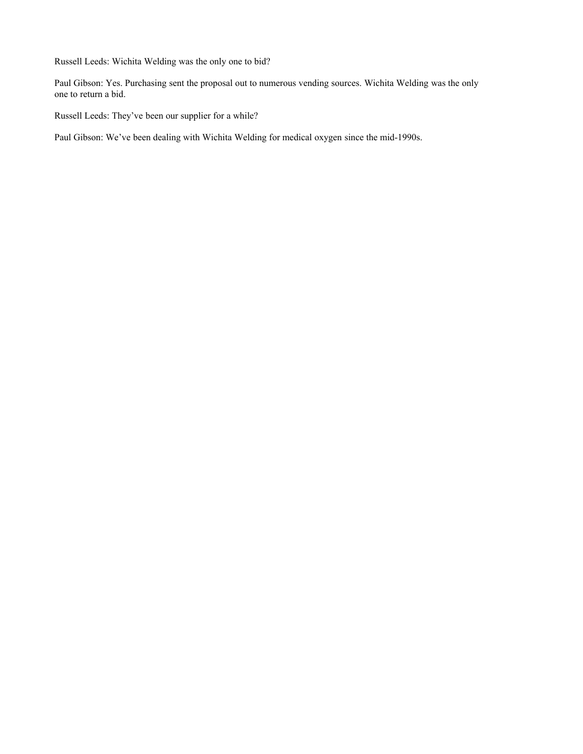Russell Leeds: Wichita Welding was the only one to bid?

Paul Gibson: Yes. Purchasing sent the proposal out to numerous vending sources. Wichita Welding was the only one to return a bid.

Russell Leeds: They've been our supplier for a while?

Paul Gibson: We've been dealing with Wichita Welding for medical oxygen since the mid-1990s.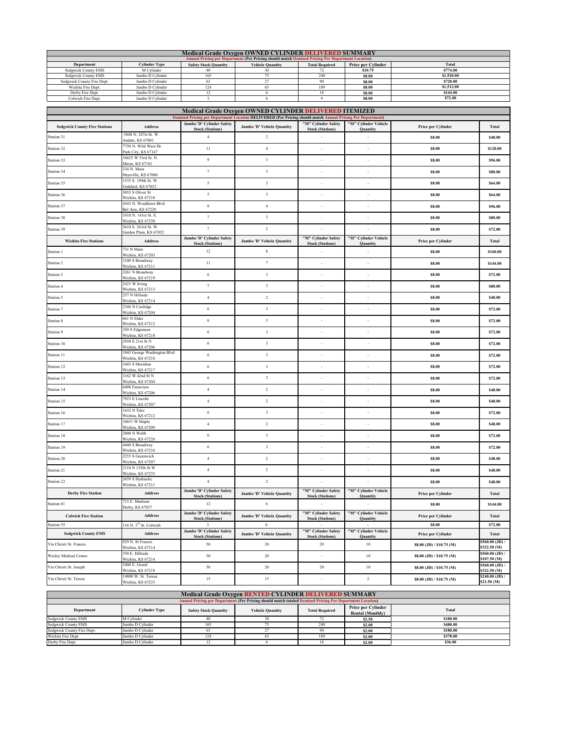## Medical Grade Oxygen OWNED CYLINDER DELIVERED SUMMARY

Annual Pricing per Department (Per Pricing should match Itemized Pricing Per Department Location)

| Department | Cylinder Type | Safety Stock Quantity | Vehicle Quantity | Total Required | Price per Cylinder | Total |
|---|---|---|---|---|---|---|
| Sedgwick County EMS | M Cylinder | 40 | 30 | 72 | $10.75 | $774.00 |
| Sedgwick County EMS | Jumbo D Cylinder | 165 | 75 | 240 | $8.00 | $1,920.00 |
| Sedgwick County Fire Dept. | Jumbo D Cylinder | 63 | 27 | 90 | $8.00 | $720.00 |
| Wichita Fire Dept. | Jumbo D Cylinder | 124 | 65 | 189 | $8.00 | $1,512.00 |
| Derby Fire Dept. | Jumbo D Cylinder | 12 | 6 | 18 | $8.00 | $144.00 |
| Colwich Fire Dept. | Jumbo D Cylinder | 3 | 6 | 9 | $8.00 | $72.00 |

## Medical Grade Oxygen OWNED CYLINDER DELIVERED ITEMIZED

Itemized Pricing per Department Location DELIVERED (Per Pricing should match Annual Pricing Per Department)

| Sedgwick County Fire Stations | Address | Jumbo 'D' Cylinder Safety Stock (Stations) | Jumbo 'D' Vehicle Quantity | "M" Cylinder Safety Stock (Stations) | "M" Cylinder Vehicle Quantity | Price per Cylinder | Total |
|---|---|---|---|---|---|---|---|
| Station 31 | 5848 N. 247th St. W. Andale, KS 67001 | 4 | 2 | - | - | $8.00 | $48.00 |
| Station 32 | 7750 N. Wild West Dr. Park City, KS 67147 | 11 | 4 | - | - | $8.00 | $120.00 |
| Station 33 | 10625 W 53rd St. N. Maize, KS 67101 | 9 | 3 | - | - | $8.00 | $96.00 |
| Station 34 | 334 N. Main Haysville, KS 67060 | 7 | 3 | - | - | $8.00 | $80.00 |
| Station 35 | 1535 S. 199th St. W. Goddard, KS 67052 | 5 | 3 | - | - | $8.00 | $64.00 |
| Station 36 | 5055 S Oliver St Wichita, KS 67210 | 5 | 3 | - | - | $8.00 | $64.00 |
| Station 37 | 4343 N. Woodlawn Blvd Bel Aire, KS 67220 | 8 | 4 | - | - | $8.00 | $96.00 |
| Station 38 | 1010 N. 143rd St. E. Wichita, KS 67230 | 7 | 3 | - | - | $8.00 | $80.00 |
| Station 39 | 3610 S. 263rd St. W. Garden Plain, KS 67052 | 7 | 2 | - | - | $8.00 | $72.00 |
| **Wichita Fire Stations** | **Address** | **Jumbo 'D' Cylinder Safety Stock (Stations)** | **Jumbo 'D' Vehicle Quantity** | **"M" Cylinder Safety Stock (Stations)** | **"M" Cylinder Vehicle Quantity** | **Price per Cylinder** | **Total** |
| Station 1 | 731 N Main Wichita, KS 67203 | 12 | 8 | - | - | $8.00 | $160.00 |
| Station 2 | 1240 S Broadway Wichita, KS 67211 | 11 | 7 | - | - | $8.00 | $144.00 |
| Station 3 | 3261 N Broadway Wichita, KS 67219 | 6 | 3 | - | - | $8.00 | $72.00 |
| Station 4 | 2423 W Irving Wichita, KS 67213 | 7 | 3 | - | - | $8.00 | $80.00 |
| Station 5 | 257 N Hillside Wichita, KS 67214 | 4 | 2 | - | - | $8.00 | $48.00 |
| Station 7 | 2346 N Coolidge Wichita, KS 67204 | 6 | 3 | - | - | $8.00 | $72.00 |
| Station 8 | 661 N Elder Wichita, KS 67212 | 6 | 3 | - | - | $8.00 | $72.00 |
| Station 9 | 350 S Edgemoor Wichita, KS 67218 | 6 | 3 | - | - | $8.00 | $72.00 |
| Station 10 | 2950 E 21st St N Wichita, KS 67206 | 6 | 3 | - | - | $8.00 | $72.00 |
| Station 11 | 1845 George Washington Blvd Wichita, KS 67218 | 6 | 3 | - | - | $8.00 | $72.00 |
| Station 12 | 3443 S Meridian Wichita, KS 67217 | 6 | 3 | - | - | $8.00 | $72.00 |
| Station 13 | 3162 W 42nd St N Wichita, KS 67204 | 6 | 3 | - | - | $8.00 | $72.00 |
| Station 14 | 6408 Farmview Wichita, KS 67206 | 4 | 2 | - | - | $8.00 | $48.00 |
| Station 15 | 7923 E Lincoln Wichita, KS 67207 | 4 | 2 | - | - | $8.00 | $48.00 |
| Station 16 | 1632 N Tyler Wichita, KS 67212 | 6 | 3 | - | - | $8.00 | $72.00 |
| Station 17 | 10651 W Maple Wichita, KS 67209 | 4 | 2 | - | - | $8.00 | $48.00 |
| Station 18 | 2808 N Webb Wichita, KS 67226 | 6 | 3 | - | - | $8.00 | $72.00 |
| Station 19 | 4440 S Broadway Wichita, KS 67216 | 6 | 3 | - | - | $8.00 | $72.00 |
| Station 20 | 2255 S Greenwich Wichita, KS 67207 | 4 | 2 | - | - | $8.00 | $48.00 |
| Station 21 | 2110 N 135th St W Wichita, KS 67235 | 4 | 2 | - | - | $8.00 | $48.00 |
| Station 22 | 2659 S Hydraulic Wichita, KS 67211 | 4 | 2 | - | - | $8.00 | $48.00 |
| **Derby Fire Station** | **Address** | **Jumbo 'D' Cylinder Safety Stock (Stations)** | **Jumbo 'D' Vehicle Quantity** | **"M" Cylinder Safety Stock (Stations)** | **"M" Cylinder Vehicle Quantity** | **Price per Cylinder** | **Total** |
| Station 81 | 715 E. Madison Derby, KS 67037 | 12 | 6 | - | - | $8.00 | $144.00 |
| **Colwich Fire Station** | **Address** | **Jumbo 'D' Cylinder Safety Stock (Stations)** | **Jumbo 'D' Vehicle Quantity** | **"M" Cylinder Safety Stock (Stations)** | **"M" Cylinder Vehicle Quantity** | **Price per Cylinder** | **Total** |
| Station 55 | 116 N. 3rd St. Colwich | 3 | 6 | - | - | $8.00 | $72.00 |
| **Sedgwick County EMS** | **Address** | **Jumbo 'D' Cylinder Safety Stock (Stations)** | **Jumbo 'D' Vehicle Quantity** | **"M" Cylinder Safety Stock (Stations)** | **"M" Cylinder Vehicle Quantity** | **Price per Cylinder** | **Total** |
| Via Christi St. Francis | 929 N. St Francis Wichita, KS 67214 | 50 | 20 | 20 | 10 | $8.00 (JD) / $10.75 (M) | $560.00 (JD) / $322.50 (M) |
| Wesley Medical Center | 550 E. Hillside Wichita, KS 67214 | 50 | 20 | - | 10 | $8.00 (JD) / $10.75 (M) | $560.00 (JD) / $107.50 (M) |
| Via Christi St. Joseph | 3400 E. Grand Wichita, KS 67218 | 50 | 20 | 20 | 10 | $8.00 (JD) / $10.75 (M) | $560.00 (JD) / $322.50 (M) |
| Via Christi St. Teresa | 14800 W. St. Teresa Wichita, KS 67235 | 15 | 15 | - | 2 | $8.00 (JD) / $10.75 (M) | $240.00 (JD) / $21.50 (M) |

## Medical Grade Oxygen RENTED CYLINDER DELIVERED SUMMARY

Annual Pricing per Department (Per Pricing should match totaled Itemized Pricing Per Department Location)

| Department | Cylinder Type | Safety Stock Quantity | Vehicle Quantity | Total Required | Price per Cylinder Rental (Monthly) | Total |
|---|---|---|---|---|---|---|
| Sedgwick County EMS | M Cylinder | 40 | 30 | 72 | $2.50 | $180.00 |
| Sedgwick County EMS | Jumbo D Cylinder | 165 | 75 | 240 | $2.00 | $480.00 |
| Sedgwick County Fire Dept. | Jumbo D Cylinder | 63 | 27 | 90 | $2.00 | $180.00 |
| Wichita Fire Dept. | Jumbo D Cylinder | 124 | 65 | 189 | $2.00 | $378.00 |
| Derby Fire Dept. | Jumbo D Cylinder | 12 | 6 | 18 | $2.00 | $36.00 |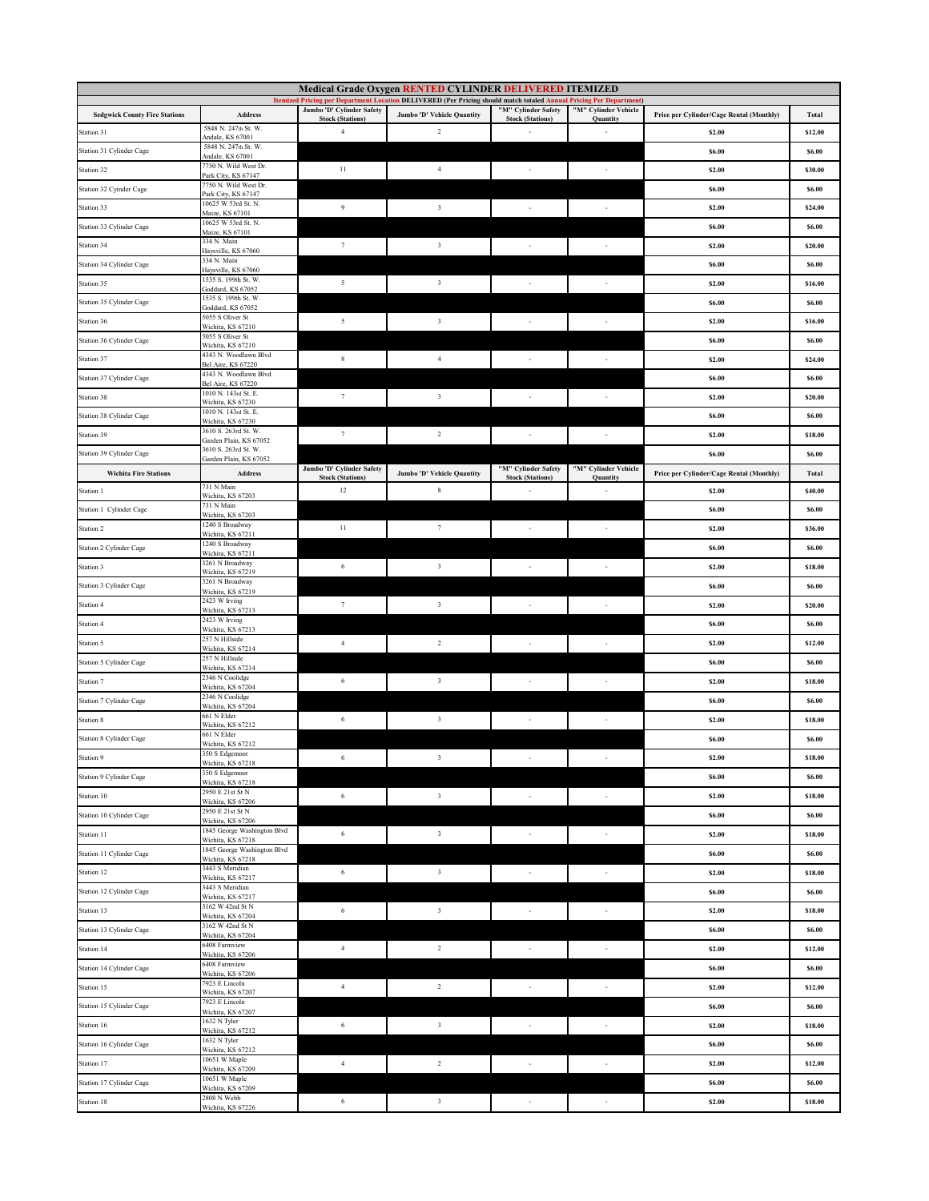| Medical Grade Oxygen RENTED CYLINDER DELIVERED ITEMIZED | | | | | | | |
|---|---|---|---|---|---|---|---|
| Itemized Pricing per Department Location DELIVERED (Per Pricing should match totaled Annual Pricing Per Department) | | | | | | | |
| **Sedgwick County Fire Stations** | **Address** | **Jumbo 'D' Cylinder Safety Stock (Stations)** | **Jumbo 'D' Vehicle Quantity** | **"M" Cylinder Safety Stock (Stations)** | **"M" Cylinder Vehicle Quantity** | **Price per Cylinder/Cage Rental (Monthly)** | **Total** |
| Station 31 | 5848 N. 247th St. W. Andale, KS 67001 | 4 | 2 | - | - | **$2.00** | **$12.00** |
| Station 31 Cylinder Cage | 5848 N. 247th St. W. Andale, KS 67001 | | | | | **$6.00** | **$6.00** |
| Station 32 | 7750 N. Wild West Dr. Park City, KS 67147 | 11 | 4 | - | - | **$2.00** | **$30.00** |
| Station 32 Cyinder Cage | 7750 N. Wild West Dr. Park City, KS 67147 | | | | | **$6.00** | **$6.00** |
| Station 33 | 10625 W 53rd St. N. Maize, KS 67101 | 9 | 3 | - | - | **$2.00** | **$24.00** |
| Station 33 Cylinder Cage | 10625 W 53rd St. N. Maize, KS 67101 | | | | | **$6.00** | **$6.00** |
| Station 34 | 334 N. Main Haysville, KS 67060 | 7 | 3 | - | - | **$2.00** | **$20.00** |
| Station 34 Cylinder Cage | 334 N. Main Haysville, KS 67060 | | | | | **$6.00** | **$6.00** |
| Station 35 | 1535 S. 199th St. W. Goddard, KS 67052 | 5 | 3 | - | - | **$2.00** | **$16.00** |
| Station 35 Cylinder Cage | 1535 S. 199th St. W. Goddard, KS 67052 | | | | | **$6.00** | **$6.00** |
| Station 36 | 5055 S Oliver St Wichita, KS 67210 | 5 | 3 | - | - | **$2.00** | **$16.00** |
| Station 36 Cylinder Cage | 5055 S Oliver St Wichita, KS 67210 | | | | | **$6.00** | **$6.00** |
| Station 37 | 4343 N. Woodlawn Blvd Bel Aire, KS 67220 | 8 | 4 | - | - | **$2.00** | **$24.00** |
| Station 37 Cylinder Cage | 4343 N. Woodlawn Blvd Bel Aire, KS 67220 | | | | | **$6.00** | **$6.00** |
| Station 38 | 1010 N. 143rd St. E. Wichita, KS 67230 | 7 | 3 | - | - | **$2.00** | **$20.00** |
| Station 38 Cylinder Cage | 1010 N. 143rd St. E. Wichita, KS 67230 | | | | | **$6.00** | **$6.00** |
| Station 39 | 3610 S. 263rd St. W. Garden Plain, KS 67052 | 7 | 2 | - | - | **$2.00** | **$18.00** |
| Station 39 Cylinder Cage | 3610 S. 263rd St. W. Garden Plain, KS 67052 | | | | | **$6.00** | **$6.00** |
| **Wichita Fire Stations** | **Address** | **Jumbo 'D' Cylinder Safety Stock (Stations)** | **Jumbo 'D' Vehicle Quantity** | **"M" Cylinder Safety Stock (Stations)** | **"M" Cylinder Vehicle Quantity** | **Price per Cylinder/Cage Rental (Monthly)** | **Total** |
| Station 1 | 731 N Main Wichita, KS 67203 | 12 | 8 | - | - | **$2.00** | **$40.00** |
| Station 1 Cylinder Cage | 731 N Main Wichita, KS 67203 | | | | | **$6.00** | **$6.00** |
| Station 2 | 1240 S Broadway Wichita, KS 67211 | 11 | 7 | - | - | **$2.00** | **$36.00** |
| Station 2 Cylinder Cage | 1240 S Broadway Wichita, KS 67211 | | | | | **$6.00** | **$6.00** |
| Station 3 | 3261 N Broadway Wichita, KS 67219 | 6 | 3 | - | - | **$2.00** | **$18.00** |
| Station 3 Cylinder Cage | 3261 N Broadway Wichita, KS 67219 | | | | | **$6.00** | **$6.00** |
| Station 4 | 2423 W Irving Wichita, KS 67213 | 7 | 3 | - | - | **$2.00** | **$20.00** |
| Station 4 | 2423 W Irving Wichita, KS 67213 | | | | | **$6.00** | **$6.00** |
| Station 5 | 257 N Hillside Wichita, KS 67214 | 4 | 2 | - | - | **$2.00** | **$12.00** |
| Station 5 Cylinder Cage | 257 N Hillside Wichita, KS 67214 | | | | | **$6.00** | **$6.00** |
| Station 7 | 2346 N Coolidge Wichita, KS 67204 | 6 | 3 | - | - | **$2.00** | **$18.00** |
| Station 7 Cylinder Cage | 2346 N Coolidge Wichita, KS 67204 | | | | | **$6.00** | **$6.00** |
| Station 8 | 661 N Elder Wichita, KS 67212 | 6 | 3 | - | - | **$2.00** | **$18.00** |
| Station 8 Cylinder Cage | 661 N Elder Wichita, KS 67212 | | | | | **$6.00** | **$6.00** |
| Station 9 | 350 S Edgemoor Wichita, KS 67218 | 6 | 3 | - | - | **$2.00** | **$18.00** |
| Station 9 Cylinder Cage | 350 S Edgemoor Wichita, KS 67218 | | | | | **$6.00** | **$6.00** |
| Station 10 | 2950 E 21st St N Wichita, KS 67206 | 6 | 3 | - | - | **$2.00** | **$18.00** |
| Station 10 Cylinder Cage | 2950 E 21st St N Wichita, KS 67206 | | | | | **$6.00** | **$6.00** |
| Station 11 | 1845 George Washington Blvd Wichita, KS 67218 | 6 | 3 | - | - | **$2.00** | **$18.00** |
| Station 11 Cylinder Cage | 1845 George Washington Blvd Wichita, KS 67218 | | | | | **$6.00** | **$6.00** |
| Station 12 | 3443 S Meridian Wichita, KS 67217 | 6 | 3 | - | - | **$2.00** | **$18.00** |
| Station 12 Cylinder Cage | 3443 S Meridian Wichita, KS 67217 | | | | | **$6.00** | **$6.00** |
| Station 13 | 3162 W 42nd St N Wichita, KS 67204 | 6 | 3 | - | - | **$2.00** | **$18.00** |
| Station 13 Cylinder Cage | 3162 W 42nd St N Wichita, KS 67204 | | | | | **$6.00** | **$6.00** |
| Station 14 | 6408 Farmview Wichita, KS 67206 | 4 | 2 | - | - | **$2.00** | **$12.00** |
| Station 14 Cylinder Cage | 6408 Farmview Wichita, KS 67206 | | | | | **$6.00** | **$6.00** |
| Station 15 | 7923 E Lincoln Wichita, KS 67207 | 4 | 2 | - | - | **$2.00** | **$12.00** |
| Station 15 Cylinder Cage | 7923 E Lincoln Wichita, KS 67207 | | | | | **$6.00** | **$6.00** |
| Station 16 | 1632 N Tyler Wichita, KS 67212 | 6 | 3 | - | - | **$2.00** | **$18.00** |
| Station 16 Cylinder Cage | 1632 N Tyler Wichita, KS 67212 | | | | | **$6.00** | **$6.00** |
| Station 17 | 10651 W Maple Wichita, KS 67209 | 4 | 2 | - | - | **$2.00** | **$12.00** |
| Station 17 Cylinder Cage | 10651 W Maple Wichita, KS 67209 | | | | | **$6.00** | **$6.00** |
| Station 18 | 2808 N Webb Wichita, KS 67226 | 6 | 3 | - | - | **$2.00** | **$18.00** |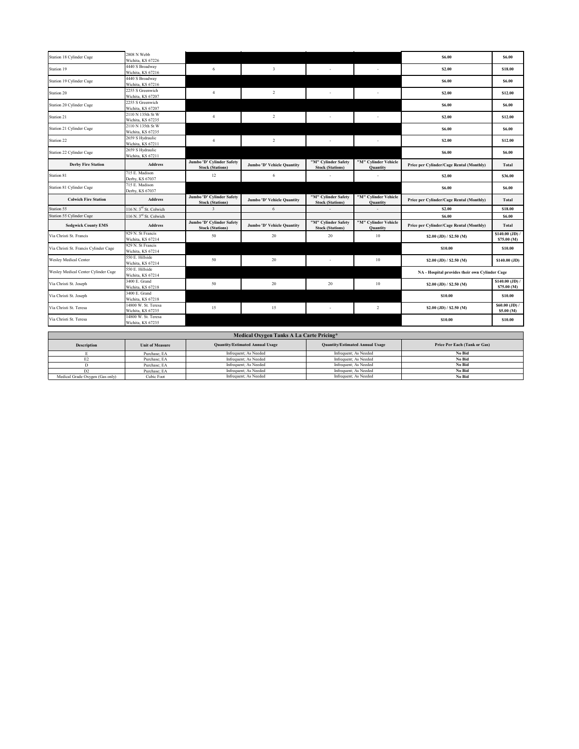| Station 18 Cylinder Cage | 2808 N Webb Wichita, KS 67226 | | | | | $6.00 | $6.00 |
|---|---|---|---|---|---|---|---|
| Station 19 | 4440 S Broadway Wichita, KS 67216 | 6 | 3 | - | - | $2.00 | $18.00 |
| Station 19 Cylinder Cage | 4440 S Broadway Wichita, KS 67216 | | | | | $6.00 | $6.00 |
| Station 20 | 2255 S Greenwich Wichita, KS 67207 | 4 | 2 | - | - | $2.00 | $12.00 |
| Station 20 Cylinder Cage | 2255 S Greenwich Wichita, KS 67207 | | | | | $6.00 | $6.00 |
| Station 21 | 2110 N 135th St W Wichita, KS 67235 | 4 | 2 | - | - | $2.00 | $12.00 |
| Station 21 Cylinder Cage | 2110 N 135th St W Wichita, KS 67235 | | | | | $6.00 | $6.00 |
| Station 22 | 2659 S Hydraulic Wichita, KS 67211 | 4 | 2 | - | - | $2.00 | $12.00 |
| Station 22 Cylinder Cage | 2659 S Hydraulic Wichita, KS 67211 | | | | | $6.00 | $6.00 |
| **Derby Fire Station** | **Address** | **Jumbo 'D' Cylinder Safety Stock (Stations)** | **Jumbo 'D' Vehicle Quantity** | **"M" Cylinder Safety Stock (Stations)** | **"M" Cylinder Vehicle Quantity** | **Price per Cylinder/Cage Rental (Monthly)** | **Total** |
| Station 81 | 715 E. Madison Derby, KS 67037 | 12 | 6 | - | - | $2.00 | $36.00 |
| Station 81 Cylinder Cage | 715 E. Madison Derby, KS 67037 | | | | | $6.00 | $6.00 |
| **Colwich Fire Station** | **Address** | **Jumbo 'D' Cylinder Safety Stock (Stations)** | **Jumbo 'D' Vehicle Quantity** | **"M" Cylinder Safety Stock (Stations)** | **"M" Cylinder Vehicle Quantity** | **Price per Cylinder/Cage Rental (Monthly)** | **Total** |
| Station 55 | 116 N. 3rd St. Colwich | 3 | 6 | - | - | $2.00 | $18.00 |
| Station 55 Cylinder Cage | 116 N. 3rd St. Colwich | | | | | $6.00 | $6.00 |
| **Sedgwick County EMS** | **Address** | **Jumbo 'D' Cylinder Safety Stock (Stations)** | **Jumbo 'D' Vehicle Quantity** | **"M" Cylinder Safety Stock (Stations)** | **"M" Cylinder Vehicle Quantity** | **Price per Cylinder/Cage Rental (Monthly)** | **Total** |
| Via Christi St. Francis | 929 N. St Francis Wichita, KS 67214 | 50 | 20 | 20 | 10 | $2.00 (JD) / $2.50 (M) | $140.00 (JD) / $75.00 (M) |
| Via Christi St. Francis Cylinder Cage | 929 N. St Francis Wichita, KS 67214 | | | | | $10.00 | $10.00 |
| Wesley Medical Center | 550 E. Hillside Wichita, KS 67214 | 50 | 20 | - | 10 | $2.00 (JD) / $2.50 (M) | $140.00 (JD) |
| Wesley Medical Center Cylinder Cage | 550 E. Hillside Wichita, KS 67214 | | | | | NA - Hospital provides their own Cylinder Cage | |
| Via Christi St. Joseph | 3400 E. Grand Wichita, KS 67218 | 50 | 20 | 20 | 10 | $2.00 (JD) / $2.50 (M) | $140.00 (JD) / $75.00 (M) |
| Via Christi St. Joseph | 3400 E. Grand Wichita, KS 67218 | | | | | $10.00 | $10.00 |
| Via Christi St. Teresa | 14800 W. St. Teresa Wichita, KS 67235 | 15 | 15 | - | 2 | $2.00 (JD) / $2.50 (M) | $60.00 (JD) / $5.00 (M) |
| Via Christi St. Teresa | 14800 W. St. Teresa Wichita, KS 67235 | | | | | $10.00 | $10.00 |

**Medical Oxygen Tanks A La Carte Pricing***

| Description | Unit of Measure | Quantity/Estimated Annual Usage | Quantity/Estimated Annual Usage | Price Per Each (Tank or Gas) |
|---|---|---|---|---|
| E | Purchase; EA | Infrequent; As Needed | Infrequent; As Needed | **No Bid** |
| E2 | Purchase; EA | Infrequent; As Needed | Infrequent; As Needed | **No Bid** |
| D | Purchase; EA | Infrequent; As Needed | Infrequent; As Needed | **No Bid** |
| D2 | Purchase; EA | Infrequent; As Needed | Infrequent; As Needed | **No Bid** |
| Medical Grade Oxygen (Gas only) | Cubic Foot | Infrequent; As Needed | Infrequent; As Needed | **No Bid** |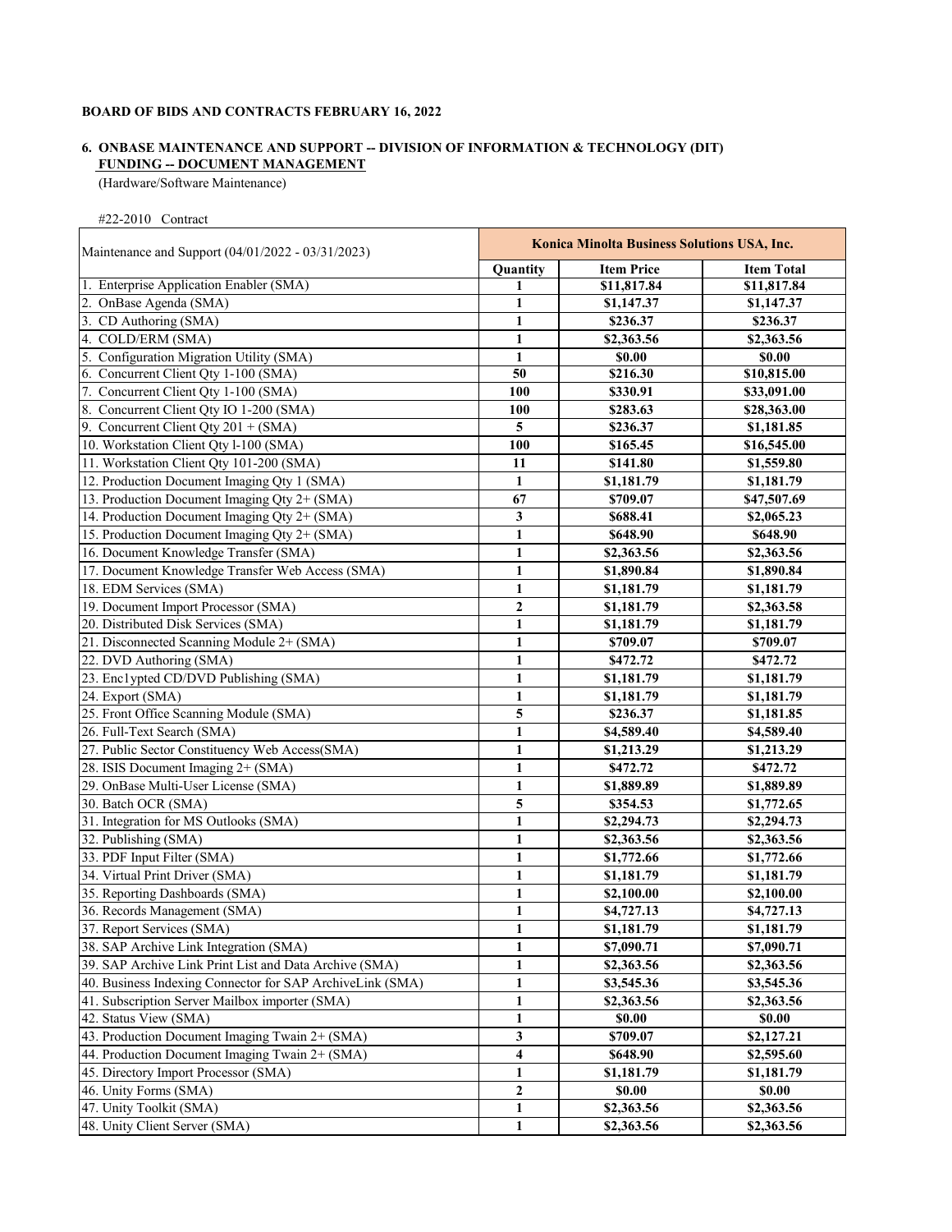**BOARD OF BIDS AND CONTRACTS FEBRUARY 16, 2022**

**6. ONBASE MAINTENANCE AND SUPPORT -- DIVISION OF INFORMATION & TECHNOLOGY (DIT)**
**FUNDING -- DOCUMENT MANAGEMENT**
(Hardware/Software Maintenance)

#22-2010 Contract

| Maintenance and Support (04/01/2022 - 03/31/2023) | Konica Minolta Business Solutions USA, Inc. | | |
|---|---|---|---|
| | **Quantity** | **Item Price** | **Item Total** |
| 1. Enterprise Application Enabler (SMA) | 1 | $11,817.84 | $11,817.84 |
| 2. OnBase Agenda (SMA) | 1 | $1,147.37 | $1,147.37 |
| 3. CD Authoring (SMA) | 1 | $236.37 | $236.37 |
| 4. COLD/ERM (SMA) | 1 | $2,363.56 | $2,363.56 |
| 5. Configuration Migration Utility (SMA) | 1 | $0.00 | $0.00 |
| 6. Concurrent Client Qty 1-100 (SMA) | 50 | $216.30 | $10,815.00 |
| 7. Concurrent Client Qty 1-100 (SMA) | 100 | $330.91 | $33,091.00 |
| 8. Concurrent Client Qty IO 1-200 (SMA) | 100 | $283.63 | $28,363.00 |
| 9. Concurrent Client Qty 201 + (SMA) | 5 | $236.37 | $1,181.85 |
| 10. Workstation Client Qty l-100 (SMA) | 100 | $165.45 | $16,545.00 |
| 11. Workstation Client Qty 101-200 (SMA) | 11 | $141.80 | $1,559.80 |
| 12. Production Document Imaging Qty 1 (SMA) | 1 | $1,181.79 | $1,181.79 |
| 13. Production Document Imaging Qty 2+ (SMA) | 67 | $709.07 | $47,507.69 |
| 14. Production Document Imaging Qty 2+ (SMA) | 3 | $688.41 | $2,065.23 |
| 15. Production Document Imaging Qty 2+ (SMA) | 1 | $648.90 | $648.90 |
| 16. Document Knowledge Transfer (SMA) | 1 | $2,363.56 | $2,363.56 |
| 17. Document Knowledge Transfer Web Access (SMA) | 1 | $1,890.84 | $1,890.84 |
| 18. EDM Services (SMA) | 1 | $1,181.79 | $1,181.79 |
| 19. Document Import Processor (SMA) | 2 | $1,181.79 | $2,363.58 |
| 20. Distributed Disk Services (SMA) | 1 | $1,181.79 | $1,181.79 |
| 21. Disconnected Scanning Module 2+ (SMA) | 1 | $709.07 | $709.07 |
| 22. DVD Authoring (SMA) | 1 | $472.72 | $472.72 |
| 23. Enc1ypted CD/DVD Publishing (SMA) | 1 | $1,181.79 | $1,181.79 |
| 24. Export (SMA) | 1 | $1,181.79 | $1,181.79 |
| 25. Front Office Scanning Module (SMA) | 5 | $236.37 | $1,181.85 |
| 26. Full-Text Search (SMA) | 1 | $4,589.40 | $4,589.40 |
| 27. Public Sector Constituency Web Access(SMA) | 1 | $1,213.29 | $1,213.29 |
| 28. ISIS Document Imaging 2+ (SMA) | 1 | $472.72 | $472.72 |
| 29. OnBase Multi-User License (SMA) | 1 | $1,889.89 | $1,889.89 |
| 30. Batch OCR (SMA) | 5 | $354.53 | $1,772.65 |
| 31. Integration for MS Outlooks (SMA) | 1 | $2,294.73 | $2,294.73 |
| 32. Publishing (SMA) | 1 | $2,363.56 | $2,363.56 |
| 33. PDF Input Filter (SMA) | 1 | $1,772.66 | $1,772.66 |
| 34. Virtual Print Driver (SMA) | 1 | $1,181.79 | $1,181.79 |
| 35. Reporting Dashboards (SMA) | 1 | $2,100.00 | $2,100.00 |
| 36. Records Management (SMA) | 1 | $4,727.13 | $4,727.13 |
| 37. Report Services (SMA) | 1 | $1,181.79 | $1,181.79 |
| 38. SAP Archive Link Integration (SMA) | 1 | $7,090.71 | $7,090.71 |
| 39. SAP Archive Link Print List and Data Archive (SMA) | 1 | $2,363.56 | $2,363.56 |
| 40. Business Indexing Connector for SAP ArchiveLink (SMA) | 1 | $3,545.36 | $3,545.36 |
| 41. Subscription Server Mailbox importer (SMA) | 1 | $2,363.56 | $2,363.56 |
| 42. Status View (SMA) | 1 | $0.00 | $0.00 |
| 43. Production Document Imaging Twain 2+ (SMA) | 3 | $709.07 | $2,127.21 |
| 44. Production Document Imaging Twain 2+ (SMA) | 4 | $648.90 | $2,595.60 |
| 45. Directory Import Processor (SMA) | 1 | $1,181.79 | $1,181.79 |
| 46. Unity Forms (SMA) | 2 | $0.00 | $0.00 |
| 47. Unity Toolkit (SMA) | 1 | $2,363.56 | $2,363.56 |
| 48. Unity Client Server (SMA) | 1 | $2,363.56 | $2,363.56 |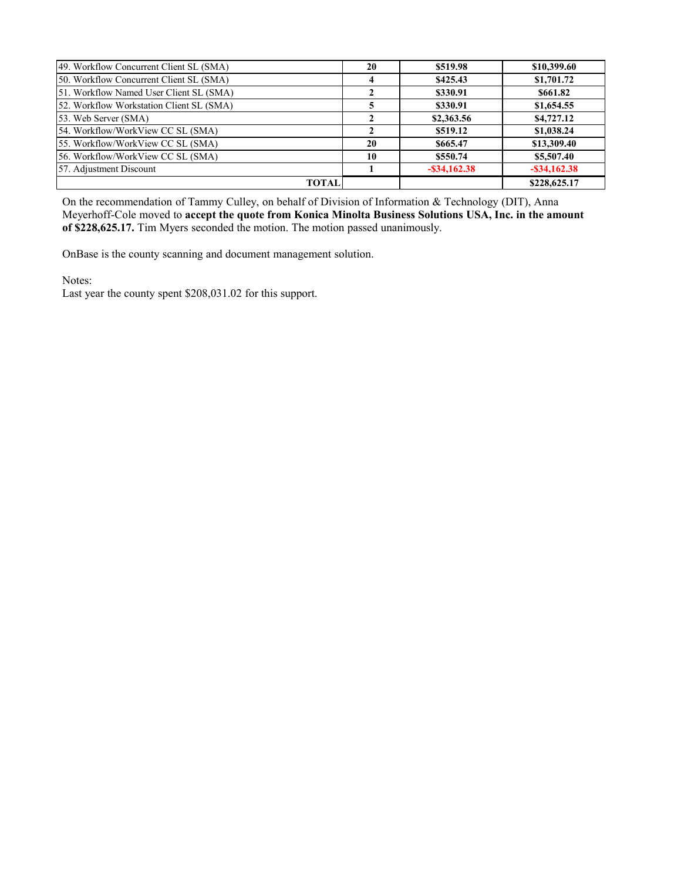| | | | |
|---|---|---|---|
| 49. Workflow Concurrent Client SL (SMA) | **20** | **$519.98** | **$10,399.60** |
| 50. Workflow Concurrent Client SL (SMA) | **4** | **$425.43** | **$1,701.72** |
| 51. Workflow Named User Client SL (SMA) | **2** | **$330.91** | **$661.82** |
| 52. Workflow Workstation Client SL (SMA) | **5** | **$330.91** | **$1,654.55** |
| 53. Web Server (SMA) | **2** | **$2,363.56** | **$4,727.12** |
| 54. Workflow/WorkView CC SL (SMA) | **2** | **$519.12** | **$1,038.24** |
| 55. Workflow/WorkView CC SL (SMA) | **20** | **$665.47** | **$13,309.40** |
| 56. Workflow/WorkView CC SL (SMA) | **10** | **$550.74** | **$5,507.40** |
| 57. Adjustment Discount | **1** | **-$34,162.38** | **-$34,162.38** |
| **TOTAL** | | | **$228,625.17** |

On the recommendation of Tammy Culley, on behalf of Division of Information & Technology (DIT), Anna Meyerhoff-Cole moved to **accept the quote from Konica Minolta Business Solutions USA, Inc. in the amount of $228,625.17.** Tim Myers seconded the motion. The motion passed unanimously.

OnBase is the county scanning and document management solution.

Notes:
Last year the county spent $208,031.02 for this support.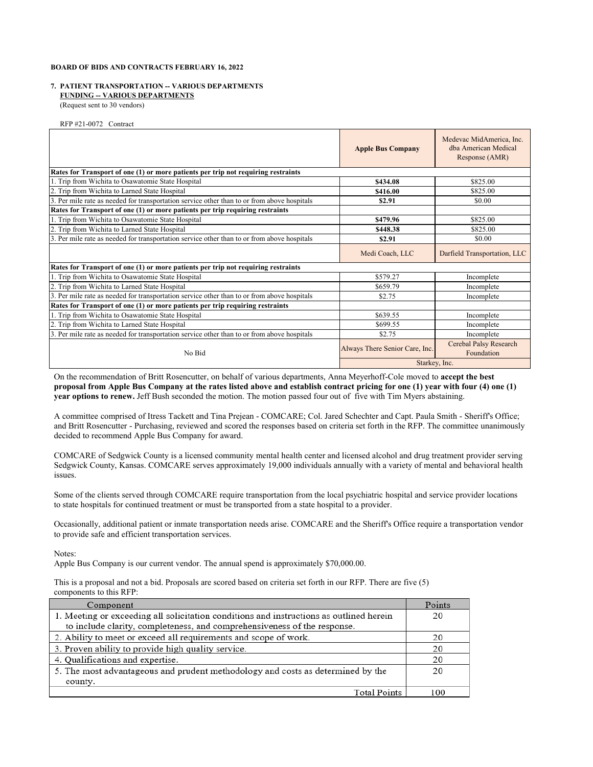**BOARD OF BIDS AND CONTRACTS FEBRUARY 16, 2022**

**7. PATIENT TRANSPORTATION -- VARIOUS DEPARTMENTS**
**FUNDING -- VARIOUS DEPARTMENTS**
(Request sent to 30 vendors)

RFP #21-0072 Contract

| | **Apple Bus Company** | Medevac MidAmerica, Inc. dba American Medical Response (AMR) |
|---|---|---|
| **Rates for Transport of one (1) or more patients per trip not requiring restraints** | | |
| 1. Trip from Wichita to Osawatomie State Hospital | **$434.08** | $825.00 |
| 2. Trip from Wichita to Larned State Hospital | **$416.00** | $825.00 |
| 3. Per mile rate as needed for transportation service other than to or from above hospitals | **$2.91** | $0.00 |
| **Rates for Transport of one (1) or more patients per trip requiring restraints** | | |
| 1. Trip from Wichita to Osawatomie State Hospital | **$479.96** | $825.00 |
| 2. Trip from Wichita to Larned State Hospital | **$448.38** | $825.00 |
| 3. Per mile rate as needed for transportation service other than to or from above hospitals | **$2.91** | $0.00 |
| | Medi Coach, LLC | Darfield Transportation, LLC |
| **Rates for Transport of one (1) or more patients per trip not requiring restraints** | | |
| 1. Trip from Wichita to Osawatomie State Hospital | $579.27 | Incomplete |
| 2. Trip from Wichita to Larned State Hospital | $659.79 | Incomplete |
| 3. Per mile rate as needed for transportation service other than to or from above hospitals | $2.75 | Incomplete |
| **Rates for Transport of one (1) or more patients per trip requiring restraints** | | |
| 1. Trip from Wichita to Osawatomie State Hospital | $639.55 | Incomplete |
| 2. Trip from Wichita to Larned State Hospital | $699.55 | Incomplete |
| 3. Per mile rate as needed for transportation service other than to or from above hospitals | $2.75 | Incomplete |
| No Bid | Always There Senior Care, Inc. | Cerebal Palsy Research Foundation |
| | Starkey, Inc. | |

On the recommendation of Britt Rosencutter, on behalf of various departments, Anna Meyerhoff-Cole moved to **accept the best proposal from Apple Bus Company at the rates listed above and establish contract pricing for one (1) year with four (4) one (1) year options to renew.** Jeff Bush seconded the motion. The motion passed four out of five with Tim Myers abstaining.

A committee comprised of Itress Tackett and Tina Prejean - COMCARE; Col. Jared Schechter and Capt. Paula Smith - Sheriff's Office; and Britt Rosencutter - Purchasing, reviewed and scored the responses based on criteria set forth in the RFP. The committee unanimously decided to recommend Apple Bus Company for award.

COMCARE of Sedgwick County is a licensed community mental health center and licensed alcohol and drug treatment provider serving Sedgwick County, Kansas. COMCARE serves approximately 19,000 individuals annually with a variety of mental and behavioral health issues.

Some of the clients served through COMCARE require transportation from the local psychiatric hospital and service provider locations to state hospitals for continued treatment or must be transported from a state hospital to a provider.

Occasionally, additional patient or inmate transportation needs arise. COMCARE and the Sheriff's Office require a transportation vendor to provide safe and efficient transportation services.

Notes:
Apple Bus Company is our current vendor. The annual spend is approximately $70,000.00.

This is a proposal and not a bid. Proposals are scored based on criteria set forth in our RFP. There are five (5) components to this RFP:

| Component | Points |
|---|---|
| 1. Meeting or exceeding all solicitation conditions and instructions as outlined herein to include clarity, completeness, and comprehensiveness of the response. | 20 |
| 2. Ability to meet or exceed all requirements and scope of work. | 20 |
| 3. Proven ability to provide high quality service. | 20 |
| 4. Qualifications and expertise. | 20 |
| 5. The most advantageous and prudent methodology and costs as determined by the county. | 20 |
| Total Points | 100 |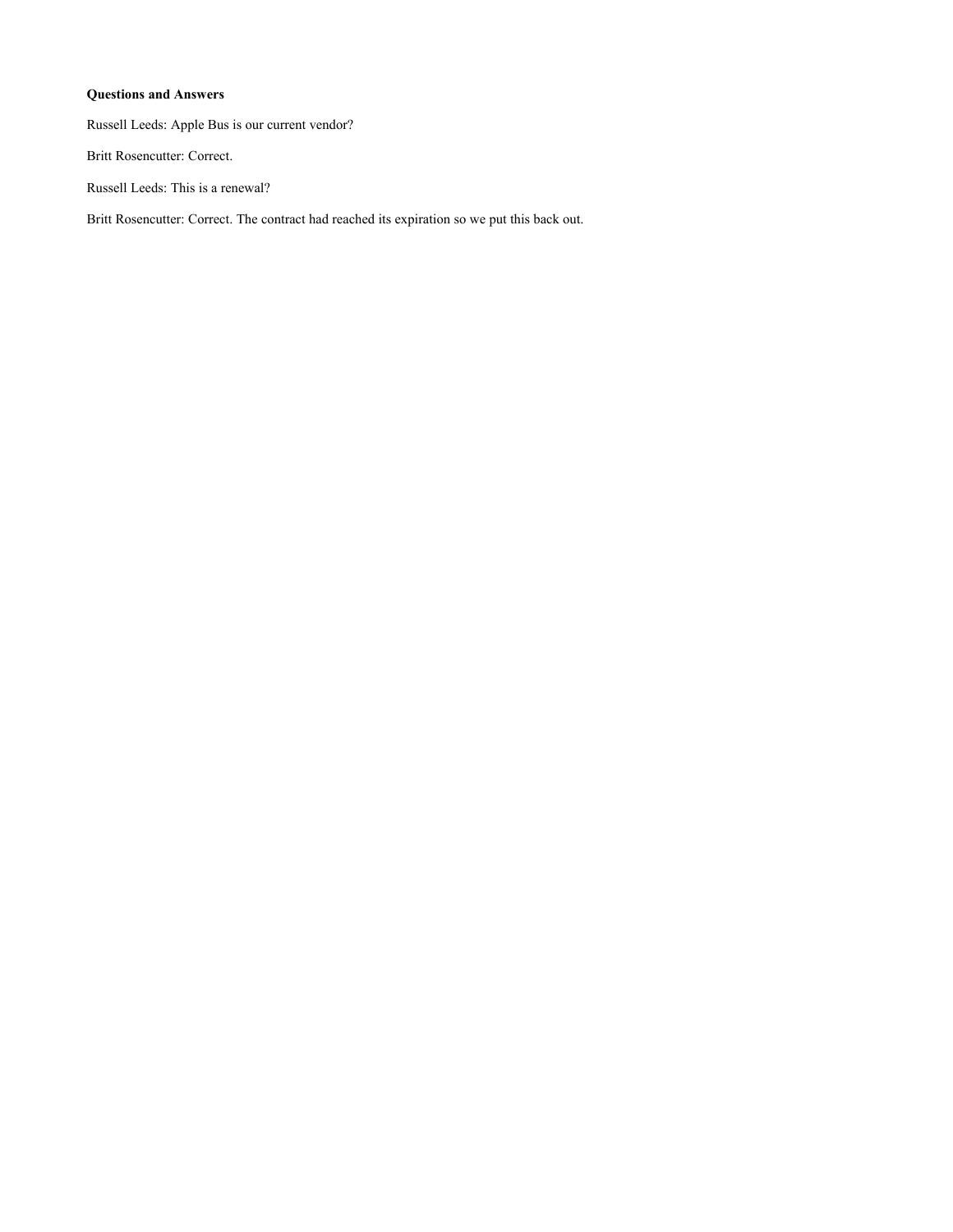**Questions and Answers**

Russell Leeds: Apple Bus is our current vendor?

Britt Rosencutter: Correct.

Russell Leeds: This is a renewal?

Britt Rosencutter: Correct. The contract had reached its expiration so we put this back out.